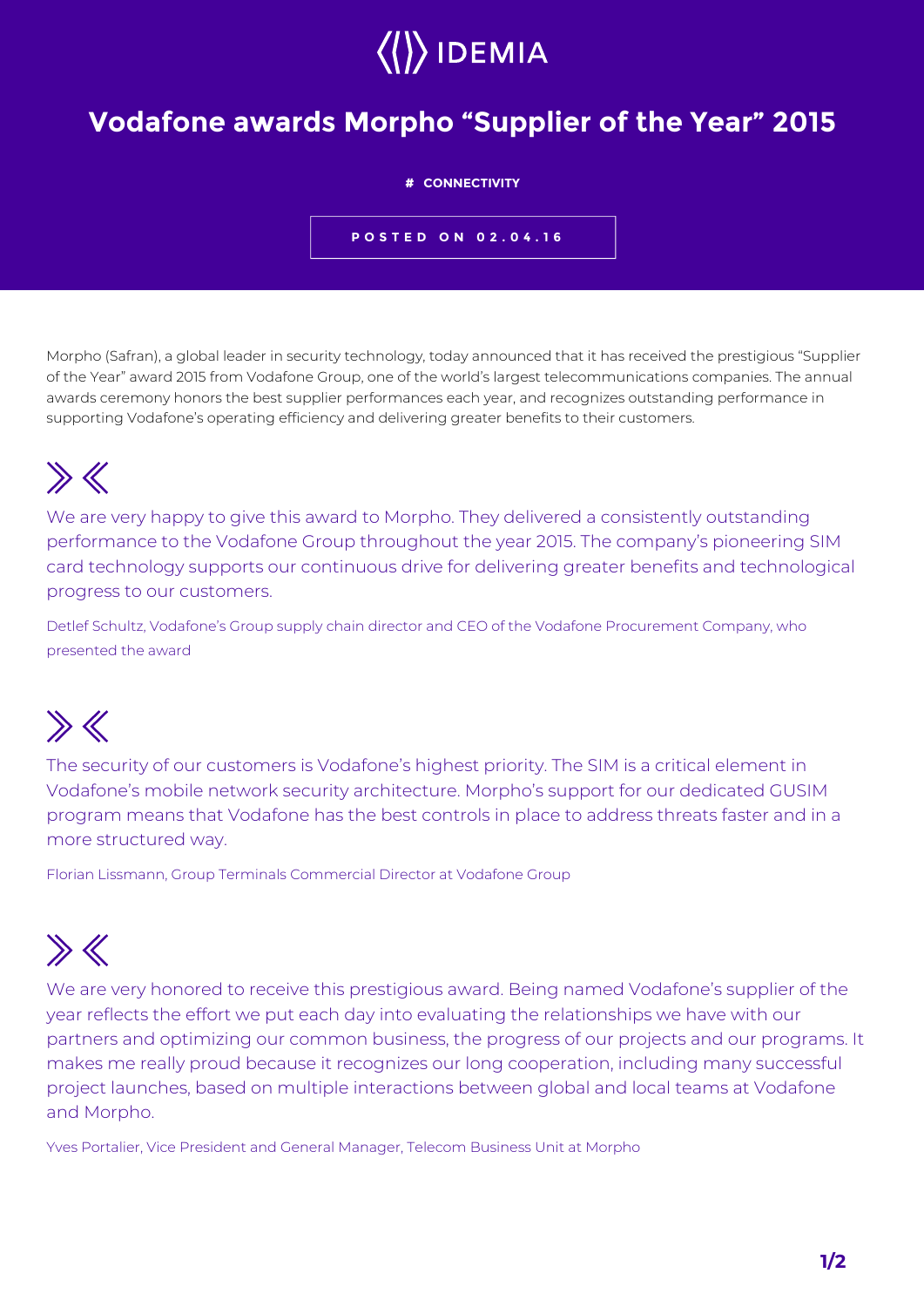IDEMIA

# Vodafone awards Morpho "Supplier of the Year" 2015

# CONNECTIVITY

POSTED ON 02.04.16

Morpho (Safran), a global leader in security technology, today announced that it has received the prestigious "Supplier of the Year" award 2015 from Vodafone Group, one of the world's largest telecommunications companies. The annual awards ceremony honors the best supplier performances each year, and recognizes outstanding performance in supporting Vodafone's operating efficiency and delivering greater benefits to their customers.

> We are very happy to give this award to Morpho. They delivered a consistently outstanding performance to the Vodafone Group throughout the year 2015. The company's pioneering SIM card technology supports our continuous drive for delivering greater benefits and technological progress to our customers.

Detlef Schultz, Vodafone's Group supply chain director and CEO of the Vodafone Procurement Company, who presented the award

> The security of our customers is Vodafone's highest priority. The SIM is a critical element in Vodafone's mobile network security architecture. Morpho's support for our dedicated GUSIM program means that Vodafone has the best controls in place to address threats faster and in a more structured way.

Florian Lissmann, Group Terminals Commercial Director at Vodafone Group

> We are very honored to receive this prestigious award. Being named Vodafone's supplier of the year reflects the effort we put each day into evaluating the relationships we have with our partners and optimizing our common business, the progress of our projects and our programs. It makes me really proud because it recognizes our long cooperation, including many successful project launches, based on multiple interactions between global and local teams at Vodafone and Morpho.

Yves Portalier, Vice President and General Manager, Telecom Business Unit at Morpho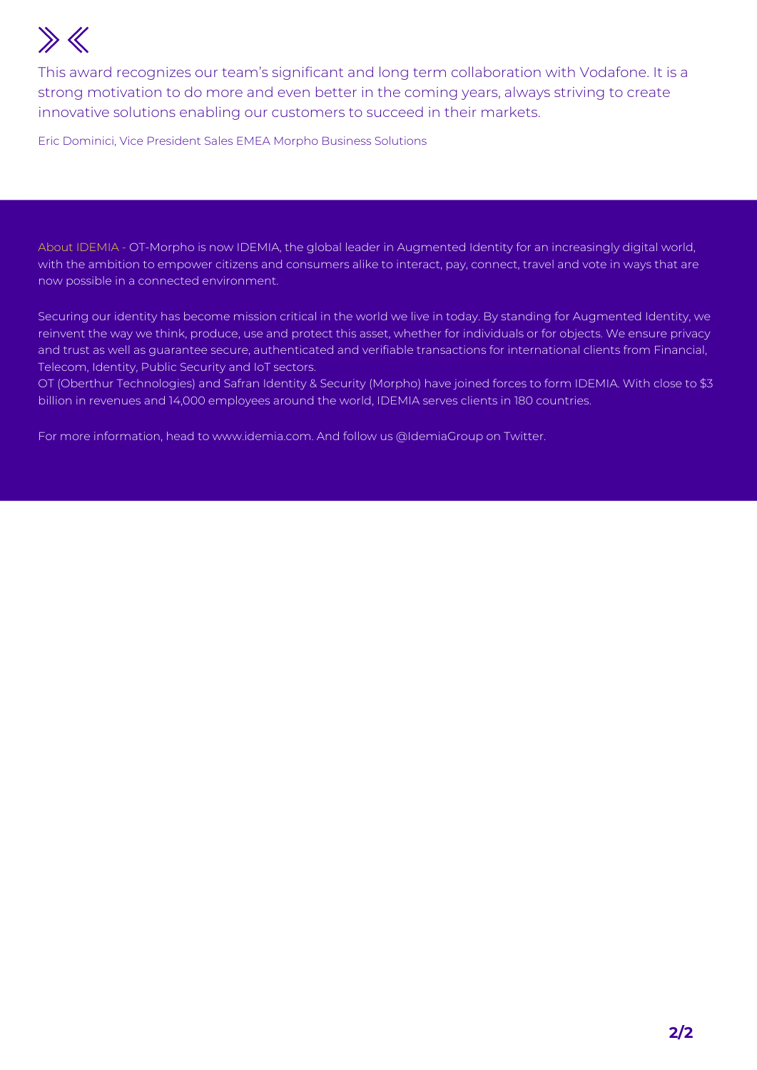This award recognizes our team's significant and long term collaboration with Vodafone. It is a strong motivation to do more and even better in the coming years, always striving to create innovative solutions enabling our customers to succeed in their markets.

Eric Dominici, Vice President Sales EMEA Morpho Business Solutions

About IDEMIA - OT-Morpho is now IDEMIA, the global leader in Augmented Identity for an increasingly digital world, with the ambition to empower citizens and consumers alike to interact, pay, connect, travel and vote in ways that are now possible in a connected environment.

Securing our identity has become mission critical in the world we live in today. By standing for Augmented Identity, we reinvent the way we think, produce, use and protect this asset, whether for individuals or for objects. We ensure privacy and trust as well as guarantee secure, authenticated and verifiable transactions for international clients from Financial, Telecom, Identity, Public Security and IoT sectors.
OT (Oberthur Technologies) and Safran Identity & Security (Morpho) have joined forces to form IDEMIA. With close to $3 billion in revenues and 14,000 employees around the world, IDEMIA serves clients in 180 countries.

For more information, head to www.idemia.com. And follow us @IdemiaGroup on Twitter.